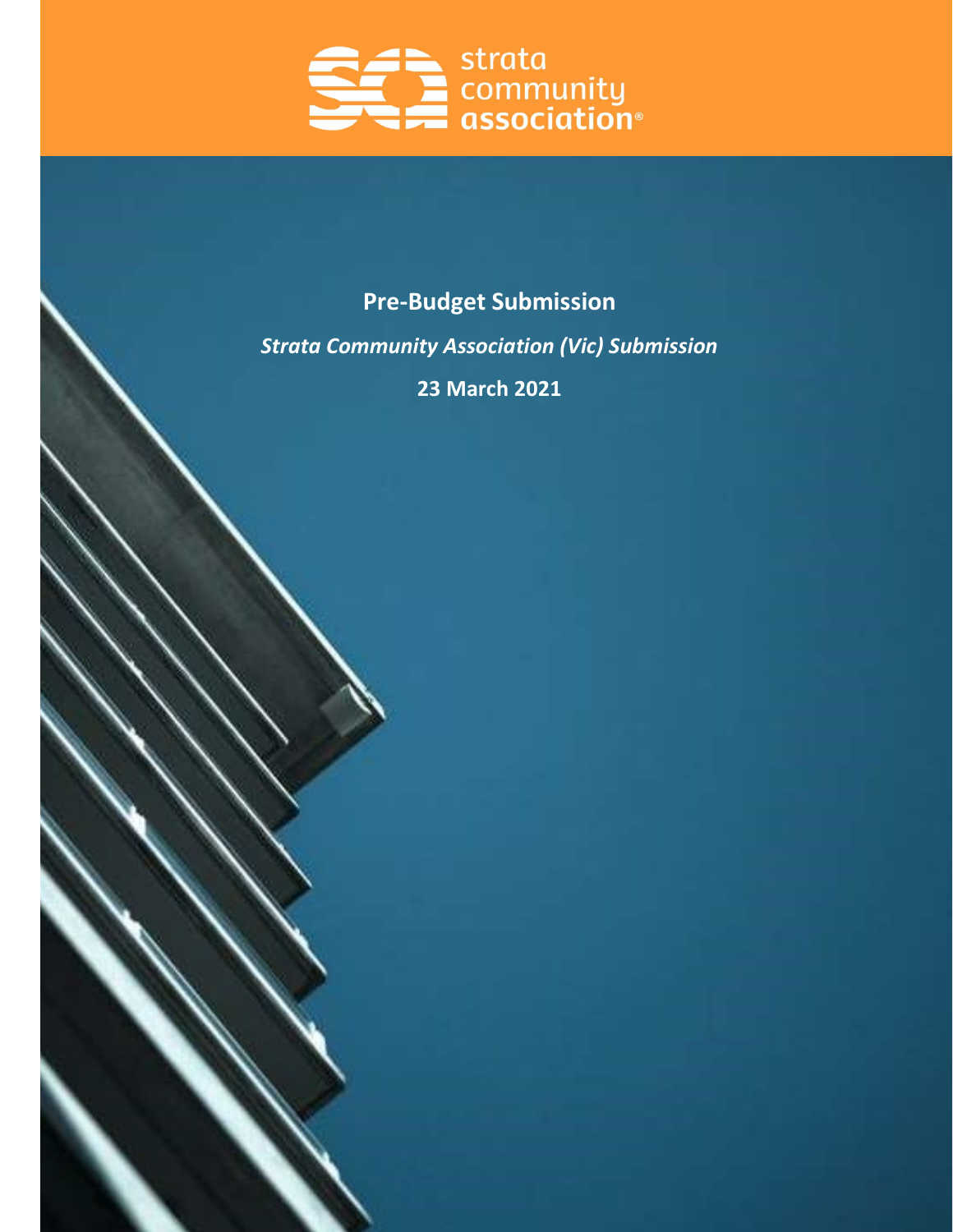strata community association®

# Pre-Budget Submission

***Strata Community Association (Vic) Submission***

**23 March 2021**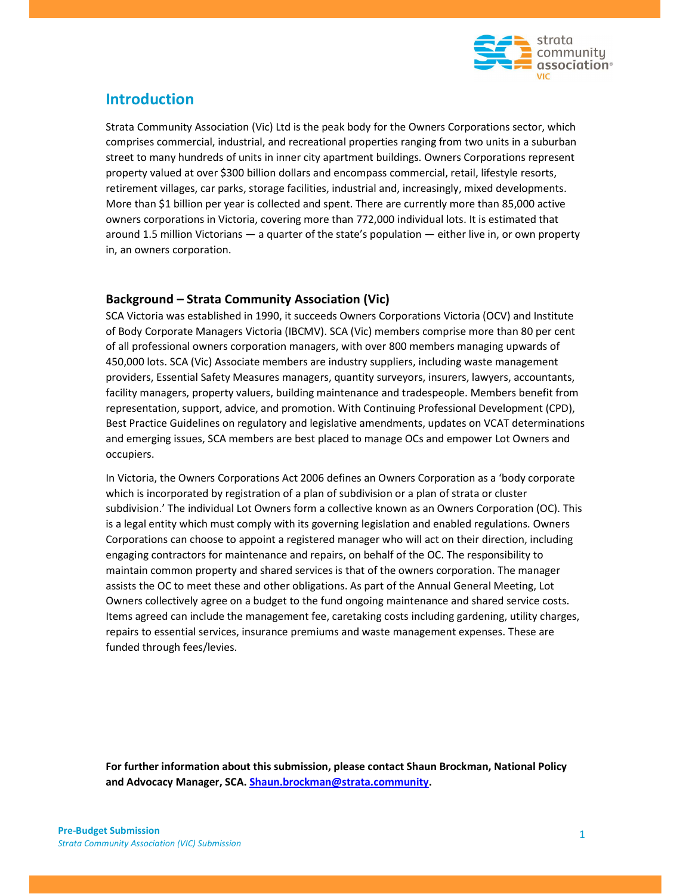## Introduction

Strata Community Association (Vic) Ltd is the peak body for the Owners Corporations sector, which comprises commercial, industrial, and recreational properties ranging from two units in a suburban street to many hundreds of units in inner city apartment buildings. Owners Corporations represent property valued at over $300 billion dollars and encompass commercial, retail, lifestyle resorts, retirement villages, car parks, storage facilities, industrial and, increasingly, mixed developments. More than $1 billion per year is collected and spent. There are currently more than 85,000 active owners corporations in Victoria, covering more than 772,000 individual lots. It is estimated that around 1.5 million Victorians — a quarter of the state's population — either live in, or own property in, an owners corporation.

### Background – Strata Community Association (Vic)

SCA Victoria was established in 1990, it succeeds Owners Corporations Victoria (OCV) and Institute of Body Corporate Managers Victoria (IBCMV). SCA (Vic) members comprise more than 80 per cent of all professional owners corporation managers, with over 800 members managing upwards of 450,000 lots. SCA (Vic) Associate members are industry suppliers, including waste management providers, Essential Safety Measures managers, quantity surveyors, insurers, lawyers, accountants, facility managers, property valuers, building maintenance and tradespeople. Members benefit from representation, support, advice, and promotion. With Continuing Professional Development (CPD), Best Practice Guidelines on regulatory and legislative amendments, updates on VCAT determinations and emerging issues, SCA members are best placed to manage OCs and empower Lot Owners and occupiers.

In Victoria, the Owners Corporations Act 2006 defines an Owners Corporation as a 'body corporate which is incorporated by registration of a plan of subdivision or a plan of strata or cluster subdivision.' The individual Lot Owners form a collective known as an Owners Corporation (OC). This is a legal entity which must comply with its governing legislation and enabled regulations. Owners Corporations can choose to appoint a registered manager who will act on their direction, including engaging contractors for maintenance and repairs, on behalf of the OC. The responsibility to maintain common property and shared services is that of the owners corporation. The manager assists the OC to meet these and other obligations. As part of the Annual General Meeting, Lot Owners collectively agree on a budget to the fund ongoing maintenance and shared service costs. Items agreed can include the management fee, caretaking costs including gardening, utility charges, repairs to essential services, insurance premiums and waste management expenses. These are funded through fees/levies.

**For further information about this submission, please contact Shaun Brockman, National Policy and Advocacy Manager, SCA. [Shaun.brockman@strata.community](mailto:Shaun.brockman@strata.community).**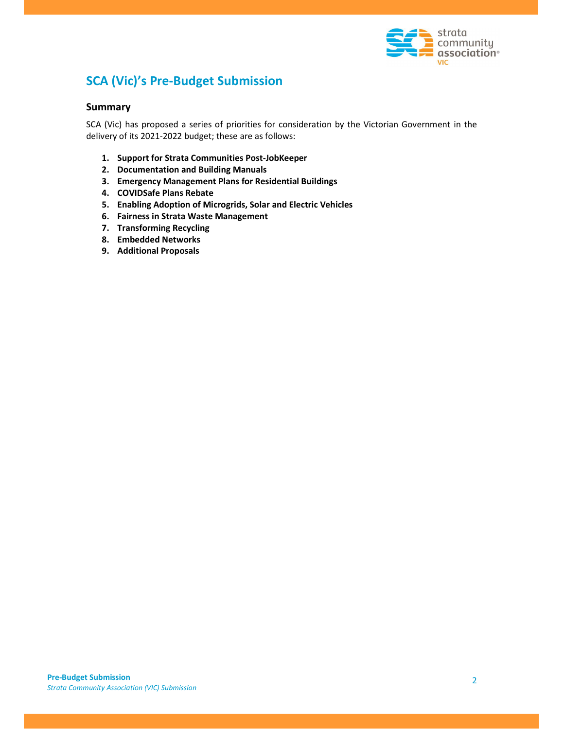# SCA (Vic)'s Pre-Budget Submission

## Summary

SCA (Vic) has proposed a series of priorities for consideration by the Victorian Government in the delivery of its 2021-2022 budget; these are as follows:

1. **Support for Strata Communities Post-JobKeeper**
2. **Documentation and Building Manuals**
3. **Emergency Management Plans for Residential Buildings**
4. **COVIDSafe Plans Rebate**
5. **Enabling Adoption of Microgrids, Solar and Electric Vehicles**
6. **Fairness in Strata Waste Management**
7. **Transforming Recycling**
8. **Embedded Networks**
9. **Additional Proposals**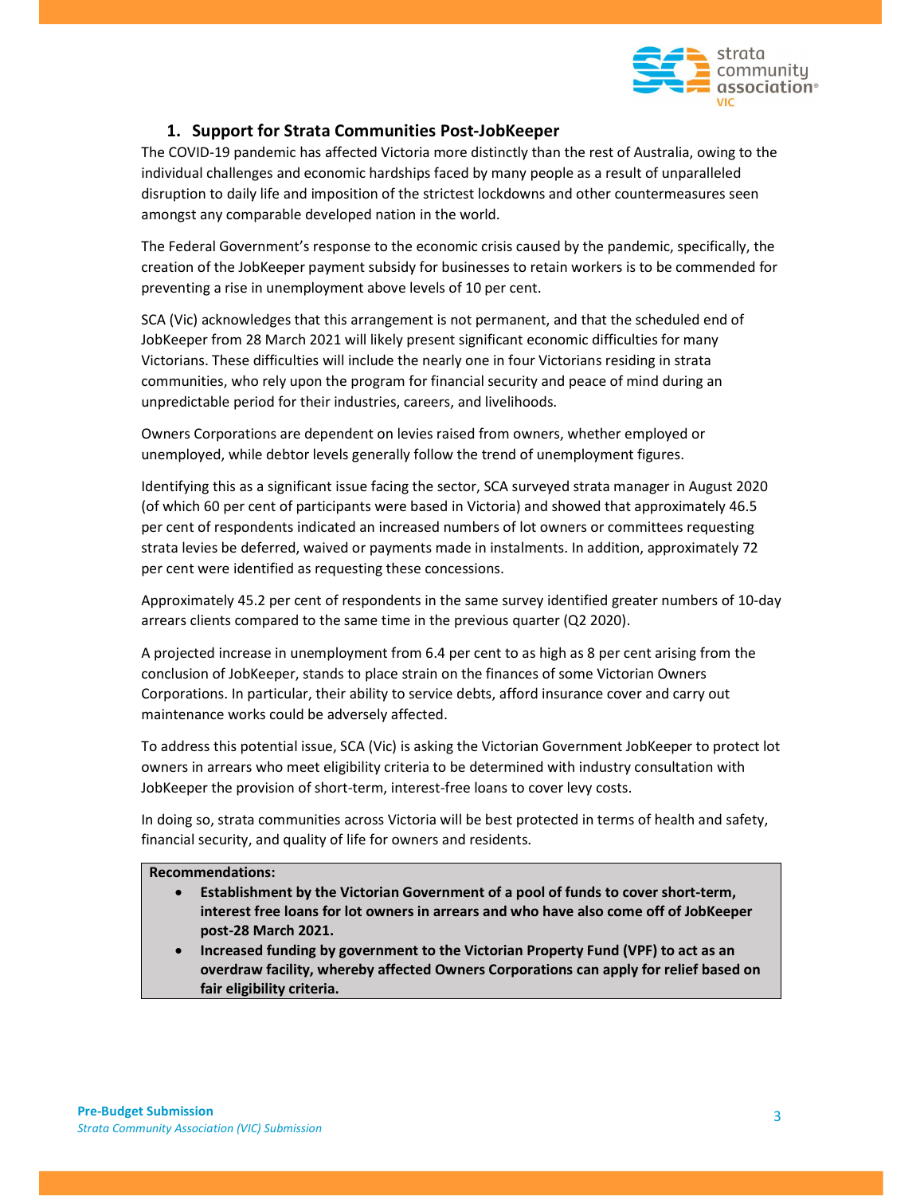## 1. Support for Strata Communities Post-JobKeeper

The COVID-19 pandemic has affected Victoria more distinctly than the rest of Australia, owing to the individual challenges and economic hardships faced by many people as a result of unparalleled disruption to daily life and imposition of the strictest lockdowns and other countermeasures seen amongst any comparable developed nation in the world.

The Federal Government's response to the economic crisis caused by the pandemic, specifically, the creation of the JobKeeper payment subsidy for businesses to retain workers is to be commended for preventing a rise in unemployment above levels of 10 per cent.

SCA (Vic) acknowledges that this arrangement is not permanent, and that the scheduled end of JobKeeper from 28 March 2021 will likely present significant economic difficulties for many Victorians. These difficulties will include the nearly one in four Victorians residing in strata communities, who rely upon the program for financial security and peace of mind during an unpredictable period for their industries, careers, and livelihoods.

Owners Corporations are dependent on levies raised from owners, whether employed or unemployed, while debtor levels generally follow the trend of unemployment figures.

Identifying this as a significant issue facing the sector, SCA surveyed strata manager in August 2020 (of which 60 per cent of participants were based in Victoria) and showed that approximately 46.5 per cent of respondents indicated an increased numbers of lot owners or committees requesting strata levies be deferred, waived or payments made in instalments. In addition, approximately 72 per cent were identified as requesting these concessions.

Approximately 45.2 per cent of respondents in the same survey identified greater numbers of 10-day arrears clients compared to the same time in the previous quarter (Q2 2020).

A projected increase in unemployment from 6.4 per cent to as high as 8 per cent arising from the conclusion of JobKeeper, stands to place strain on the finances of some Victorian Owners Corporations. In particular, their ability to service debts, afford insurance cover and carry out maintenance works could be adversely affected.

To address this potential issue, SCA (Vic) is asking the Victorian Government JobKeeper to protect lot owners in arrears who meet eligibility criteria to be determined with industry consultation with JobKeeper the provision of short-term, interest-free loans to cover levy costs.

In doing so, strata communities across Victoria will be best protected in terms of health and safety, financial security, and quality of life for owners and residents.

**Recommendations:**

- **Establishment by the Victorian Government of a pool of funds to cover short-term, interest free loans for lot owners in arrears and who have also come off of JobKeeper post-28 March 2021.**
- **Increased funding by government to the Victorian Property Fund (VPF) to act as an overdraw facility, whereby affected Owners Corporations can apply for relief based on fair eligibility criteria.**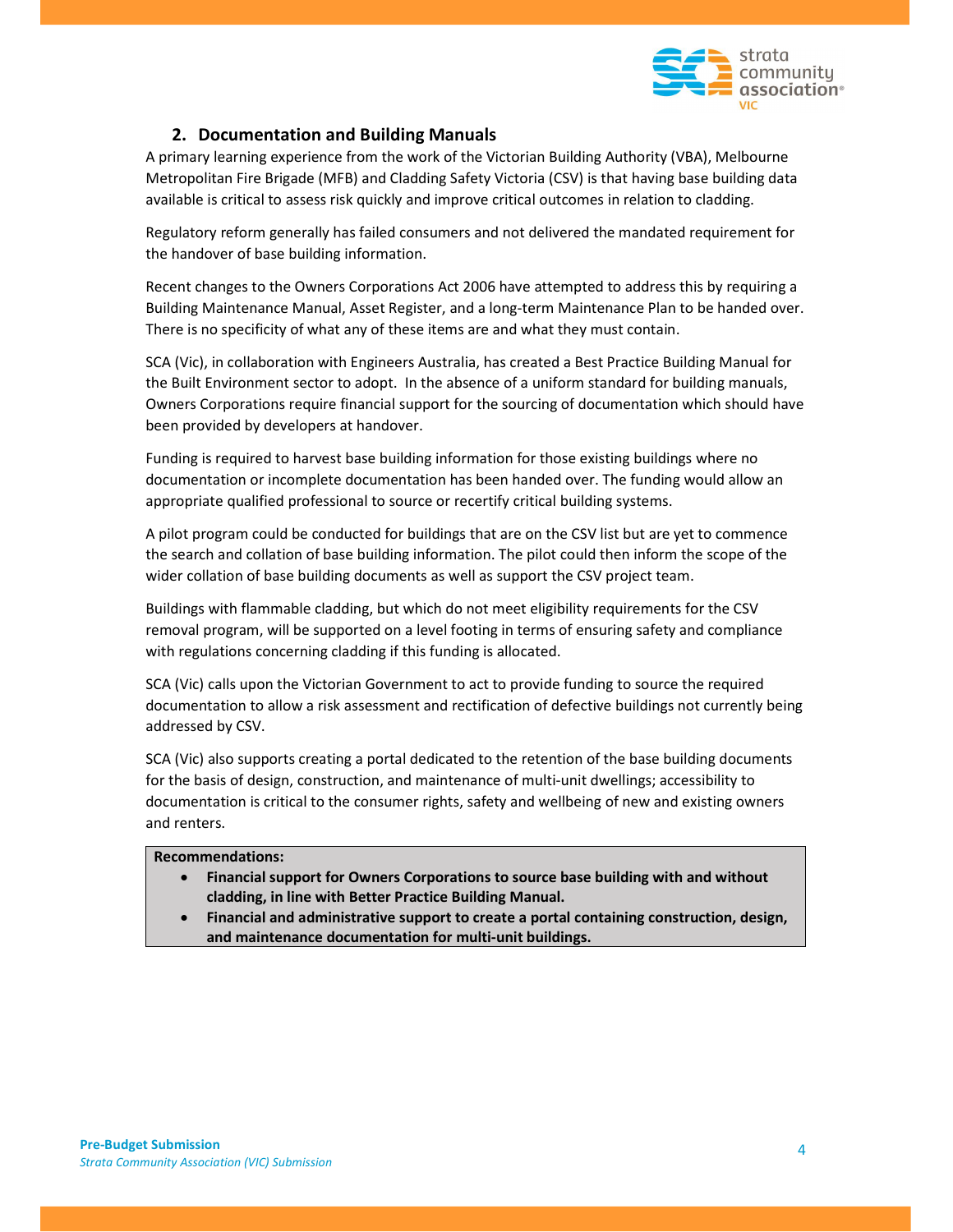## 2. Documentation and Building Manuals

A primary learning experience from the work of the Victorian Building Authority (VBA), Melbourne Metropolitan Fire Brigade (MFB) and Cladding Safety Victoria (CSV) is that having base building data available is critical to assess risk quickly and improve critical outcomes in relation to cladding.

Regulatory reform generally has failed consumers and not delivered the mandated requirement for the handover of base building information.

Recent changes to the Owners Corporations Act 2006 have attempted to address this by requiring a Building Maintenance Manual, Asset Register, and a long-term Maintenance Plan to be handed over. There is no specificity of what any of these items are and what they must contain.

SCA (Vic), in collaboration with Engineers Australia, has created a Best Practice Building Manual for the Built Environment sector to adopt. In the absence of a uniform standard for building manuals, Owners Corporations require financial support for the sourcing of documentation which should have been provided by developers at handover.

Funding is required to harvest base building information for those existing buildings where no documentation or incomplete documentation has been handed over. The funding would allow an appropriate qualified professional to source or recertify critical building systems.

A pilot program could be conducted for buildings that are on the CSV list but are yet to commence the search and collation of base building information. The pilot could then inform the scope of the wider collation of base building documents as well as support the CSV project team.

Buildings with flammable cladding, but which do not meet eligibility requirements for the CSV removal program, will be supported on a level footing in terms of ensuring safety and compliance with regulations concerning cladding if this funding is allocated.

SCA (Vic) calls upon the Victorian Government to act to provide funding to source the required documentation to allow a risk assessment and rectification of defective buildings not currently being addressed by CSV.

SCA (Vic) also supports creating a portal dedicated to the retention of the base building documents for the basis of design, construction, and maintenance of multi-unit dwellings; accessibility to documentation is critical to the consumer rights, safety and wellbeing of new and existing owners and renters.

**Recommendations:**

- **Financial support for Owners Corporations to source base building with and without cladding, in line with Better Practice Building Manual.**
- **Financial and administrative support to create a portal containing construction, design, and maintenance documentation for multi-unit buildings.**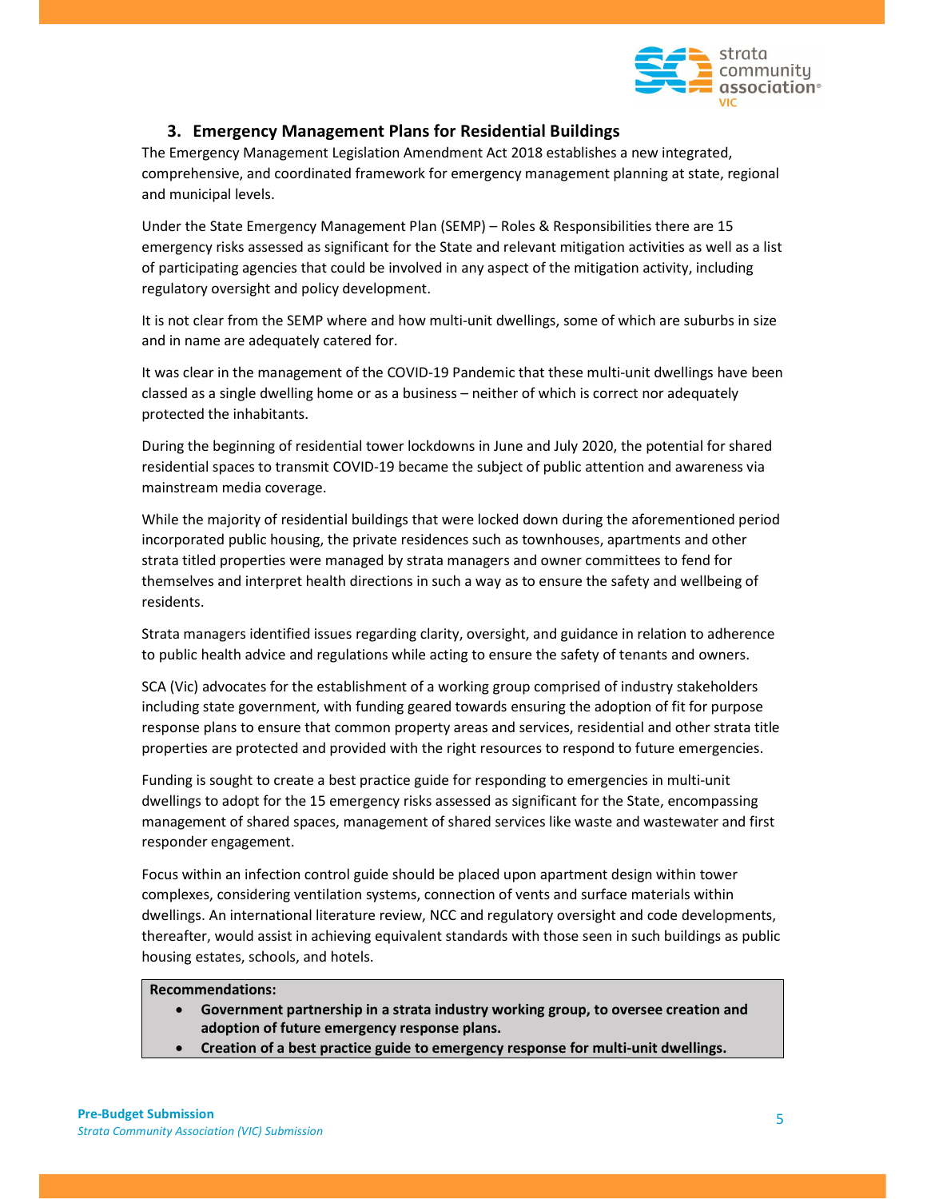## 3. Emergency Management Plans for Residential Buildings

The Emergency Management Legislation Amendment Act 2018 establishes a new integrated, comprehensive, and coordinated framework for emergency management planning at state, regional and municipal levels.

Under the State Emergency Management Plan (SEMP) – Roles & Responsibilities there are 15 emergency risks assessed as significant for the State and relevant mitigation activities as well as a list of participating agencies that could be involved in any aspect of the mitigation activity, including regulatory oversight and policy development.

It is not clear from the SEMP where and how multi-unit dwellings, some of which are suburbs in size and in name are adequately catered for.

It was clear in the management of the COVID-19 Pandemic that these multi-unit dwellings have been classed as a single dwelling home or as a business – neither of which is correct nor adequately protected the inhabitants.

During the beginning of residential tower lockdowns in June and July 2020, the potential for shared residential spaces to transmit COVID-19 became the subject of public attention and awareness via mainstream media coverage.

While the majority of residential buildings that were locked down during the aforementioned period incorporated public housing, the private residences such as townhouses, apartments and other strata titled properties were managed by strata managers and owner committees to fend for themselves and interpret health directions in such a way as to ensure the safety and wellbeing of residents.

Strata managers identified issues regarding clarity, oversight, and guidance in relation to adherence to public health advice and regulations while acting to ensure the safety of tenants and owners.

SCA (Vic) advocates for the establishment of a working group comprised of industry stakeholders including state government, with funding geared towards ensuring the adoption of fit for purpose response plans to ensure that common property areas and services, residential and other strata title properties are protected and provided with the right resources to respond to future emergencies.

Funding is sought to create a best practice guide for responding to emergencies in multi-unit dwellings to adopt for the 15 emergency risks assessed as significant for the State, encompassing management of shared spaces, management of shared services like waste and wastewater and first responder engagement.

Focus within an infection control guide should be placed upon apartment design within tower complexes, considering ventilation systems, connection of vents and surface materials within dwellings. An international literature review, NCC and regulatory oversight and code developments, thereafter, would assist in achieving equivalent standards with those seen in such buildings as public housing estates, schools, and hotels.

**Recommendations:**

- **Government partnership in a strata industry working group, to oversee creation and adoption of future emergency response plans.**
- **Creation of a best practice guide to emergency response for multi-unit dwellings.**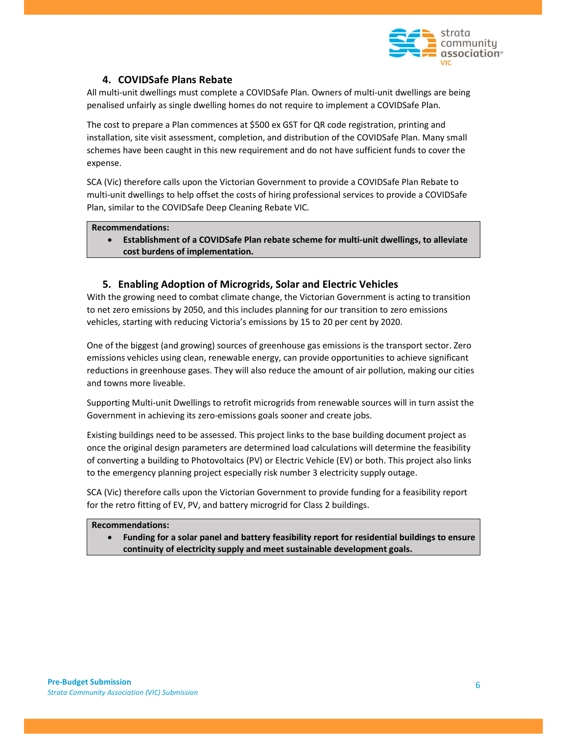## 4. COVIDSafe Plans Rebate

All multi-unit dwellings must complete a COVIDSafe Plan. Owners of multi-unit dwellings are being penalised unfairly as single dwelling homes do not require to implement a COVIDSafe Plan.

The cost to prepare a Plan commences at $500 ex GST for QR code registration, printing and installation, site visit assessment, completion, and distribution of the COVIDSafe Plan. Many small schemes have been caught in this new requirement and do not have sufficient funds to cover the expense.

SCA (Vic) therefore calls upon the Victorian Government to provide a COVIDSafe Plan Rebate to multi-unit dwellings to help offset the costs of hiring professional services to provide a COVIDSafe Plan, similar to the COVIDSafe Deep Cleaning Rebate VIC.

> **Recommendations:**
> - **Establishment of a COVIDSafe Plan rebate scheme for multi-unit dwellings, to alleviate cost burdens of implementation.**

## 5. Enabling Adoption of Microgrids, Solar and Electric Vehicles

With the growing need to combat climate change, the Victorian Government is acting to transition to net zero emissions by 2050, and this includes planning for our transition to zero emissions vehicles, starting with reducing Victoria's emissions by 15 to 20 per cent by 2020.

One of the biggest (and growing) sources of greenhouse gas emissions is the transport sector. Zero emissions vehicles using clean, renewable energy, can provide opportunities to achieve significant reductions in greenhouse gases. They will also reduce the amount of air pollution, making our cities and towns more liveable.

Supporting Multi-unit Dwellings to retrofit microgrids from renewable sources will in turn assist the Government in achieving its zero-emissions goals sooner and create jobs.

Existing buildings need to be assessed. This project links to the base building document project as once the original design parameters are determined load calculations will determine the feasibility of converting a building to Photovoltaics (PV) or Electric Vehicle (EV) or both. This project also links to the emergency planning project especially risk number 3 electricity supply outage.

SCA (Vic) therefore calls upon the Victorian Government to provide funding for a feasibility report for the retro fitting of EV, PV, and battery microgrid for Class 2 buildings.

> **Recommendations:**
> - **Funding for a solar panel and battery feasibility report for residential buildings to ensure continuity of electricity supply and meet sustainable development goals.**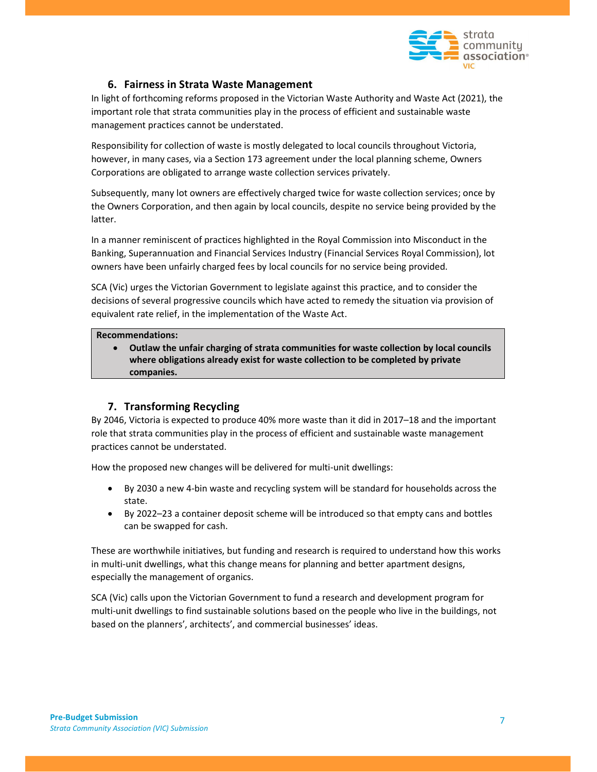## 6. Fairness in Strata Waste Management

In light of forthcoming reforms proposed in the Victorian Waste Authority and Waste Act (2021), the important role that strata communities play in the process of efficient and sustainable waste management practices cannot be understated.

Responsibility for collection of waste is mostly delegated to local councils throughout Victoria, however, in many cases, via a Section 173 agreement under the local planning scheme, Owners Corporations are obligated to arrange waste collection services privately.

Subsequently, many lot owners are effectively charged twice for waste collection services; once by the Owners Corporation, and then again by local councils, despite no service being provided by the latter.

In a manner reminiscent of practices highlighted in the Royal Commission into Misconduct in the Banking, Superannuation and Financial Services Industry (Financial Services Royal Commission), lot owners have been unfairly charged fees by local councils for no service being provided.

SCA (Vic) urges the Victorian Government to legislate against this practice, and to consider the decisions of several progressive councils which have acted to remedy the situation via provision of equivalent rate relief, in the implementation of the Waste Act.

**Recommendations:**

- **Outlaw the unfair charging of strata communities for waste collection by local councils where obligations already exist for waste collection to be completed by private companies.**

## 7. Transforming Recycling

By 2046, Victoria is expected to produce 40% more waste than it did in 2017–18 and the important role that strata communities play in the process of efficient and sustainable waste management practices cannot be understated.

How the proposed new changes will be delivered for multi-unit dwellings:

- By 2030 a new 4-bin waste and recycling system will be standard for households across the state.
- By 2022–23 a container deposit scheme will be introduced so that empty cans and bottles can be swapped for cash.

These are worthwhile initiatives, but funding and research is required to understand how this works in multi-unit dwellings, what this change means for planning and better apartment designs, especially the management of organics.

SCA (Vic) calls upon the Victorian Government to fund a research and development program for multi-unit dwellings to find sustainable solutions based on the people who live in the buildings, not based on the planners', architects', and commercial businesses' ideas.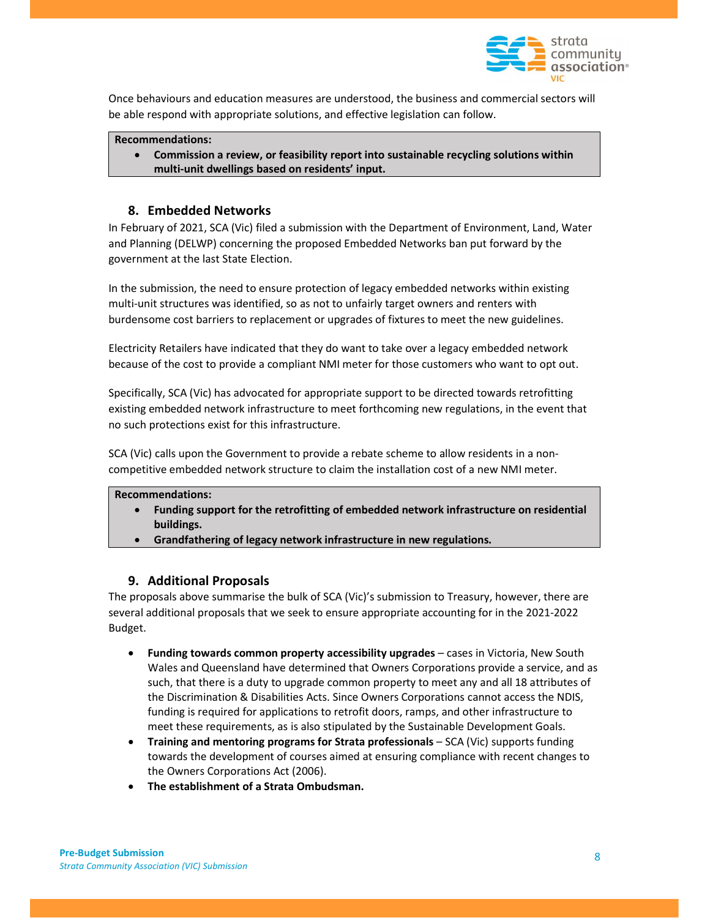Once behaviours and education measures are understood, the business and commercial sectors will be able respond with appropriate solutions, and effective legislation can follow.

> **Recommendations:**
> - **Commission a review, or feasibility report into sustainable recycling solutions within multi-unit dwellings based on residents' input.**

## 8. Embedded Networks

In February of 2021, SCA (Vic) filed a submission with the Department of Environment, Land, Water and Planning (DELWP) concerning the proposed Embedded Networks ban put forward by the government at the last State Election.

In the submission, the need to ensure protection of legacy embedded networks within existing multi-unit structures was identified, so as not to unfairly target owners and renters with burdensome cost barriers to replacement or upgrades of fixtures to meet the new guidelines.

Electricity Retailers have indicated that they do want to take over a legacy embedded network because of the cost to provide a compliant NMI meter for those customers who want to opt out.

Specifically, SCA (Vic) has advocated for appropriate support to be directed towards retrofitting existing embedded network infrastructure to meet forthcoming new regulations, in the event that no such protections exist for this infrastructure.

SCA (Vic) calls upon the Government to provide a rebate scheme to allow residents in a non-competitive embedded network structure to claim the installation cost of a new NMI meter.

> **Recommendations:**
> - **Funding support for the retrofitting of embedded network infrastructure on residential buildings.**
> - **Grandfathering of legacy network infrastructure in new regulations.**

## 9. Additional Proposals

The proposals above summarise the bulk of SCA (Vic)'s submission to Treasury, however, there are several additional proposals that we seek to ensure appropriate accounting for in the 2021-2022 Budget.

- **Funding towards common property accessibility upgrades** – cases in Victoria, New South Wales and Queensland have determined that Owners Corporations provide a service, and as such, that there is a duty to upgrade common property to meet any and all 18 attributes of the Discrimination & Disabilities Acts. Since Owners Corporations cannot access the NDIS, funding is required for applications to retrofit doors, ramps, and other infrastructure to meet these requirements, as is also stipulated by the Sustainable Development Goals.
- **Training and mentoring programs for Strata professionals** – SCA (Vic) supports funding towards the development of courses aimed at ensuring compliance with recent changes to the Owners Corporations Act (2006).
- **The establishment of a Strata Ombudsman.**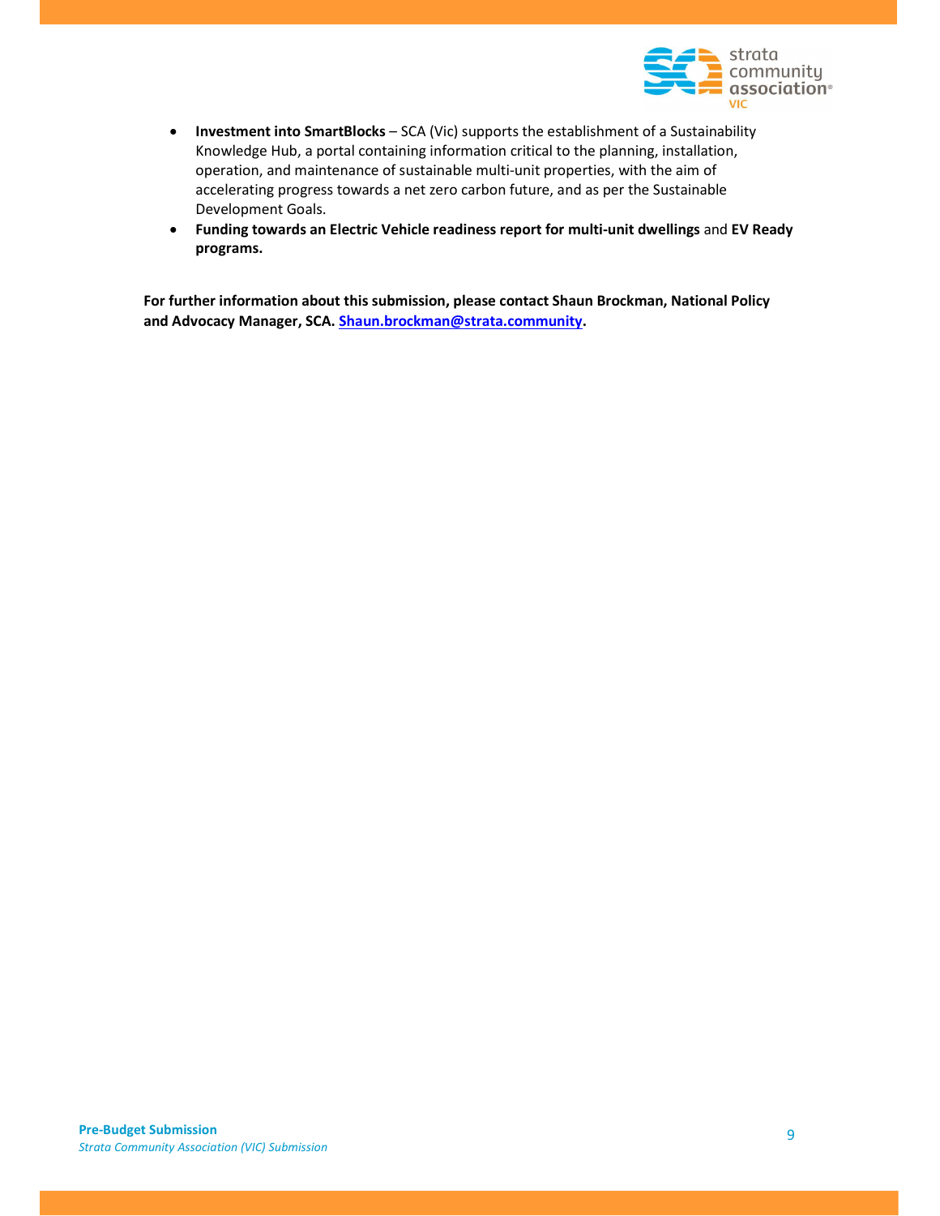- **Investment into SmartBlocks** – SCA (Vic) supports the establishment of a Sustainability Knowledge Hub, a portal containing information critical to the planning, installation, operation, and maintenance of sustainable multi-unit properties, with the aim of accelerating progress towards a net zero carbon future, and as per the Sustainable Development Goals.
- **Funding towards an Electric Vehicle readiness report for multi-unit dwellings** and **EV Ready programs.**

**For further information about this submission, please contact Shaun Brockman, National Policy and Advocacy Manager, SCA. Shaun.brockman@strata.community.**